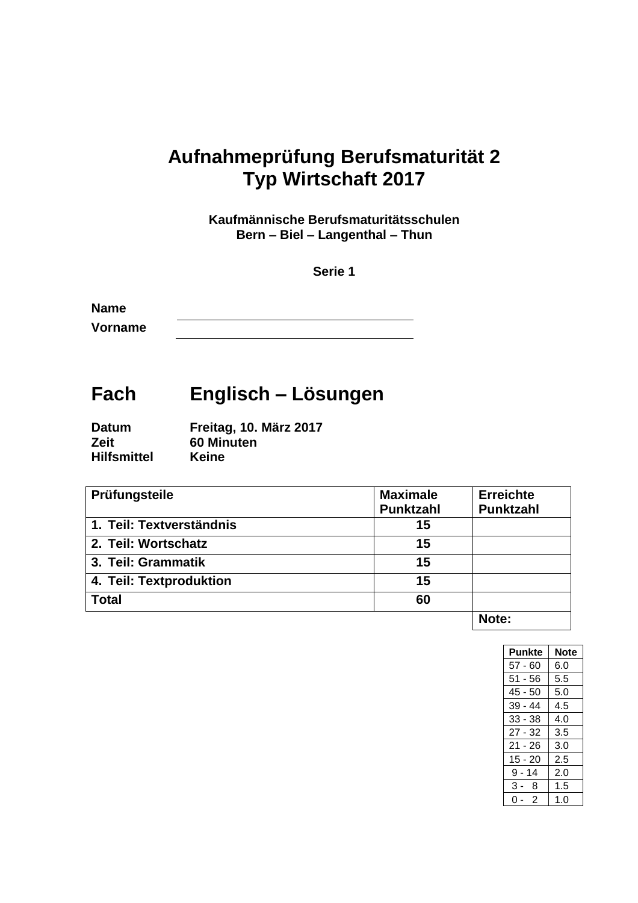# Aufnahmeprüfung Berufsmaturität 2
# Typ Wirtschaft 2017

**Kaufmännische Berufsmaturitätsschulen**
**Bern – Biel – Langenthal – Thun**

**Serie 1**

**Name** ______________________________

**Vorname** ______________________________

## Fach Englisch – Lösungen

**Datum** Freitag, 10. März 2017
**Zeit** 60 Minuten
**Hilfsmittel** Keine

| Prüfungsteile | Maximale Punktzahl | Erreichte Punktzahl |
|---|---|---|
| 1. Teil: Textverständnis | 15 | |
| 2. Teil: Wortschatz | 15 | |
| 3. Teil: Grammatik | 15 | |
| 4. Teil: Textproduktion | 15 | |
| Total | 60 | |
| | | Note: |

| Punkte | Note |
|---|---|
| 57 - 60 | 6.0 |
| 51 - 56 | 5.5 |
| 45 - 50 | 5.0 |
| 39 - 44 | 4.5 |
| 33 - 38 | 4.0 |
| 27 - 32 | 3.5 |
| 21 - 26 | 3.0 |
| 15 - 20 | 2.5 |
| 9 - 14 | 2.0 |
| 3 - 8 | 1.5 |
| 0 - 2 | 1.0 |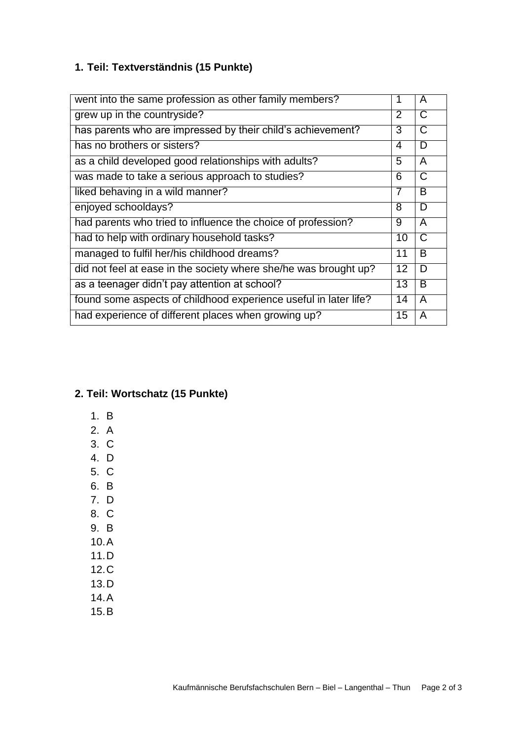## 1. Teil: Textverständnis (15 Punkte)

| | | |
|---|---|---|
| went into the same profession as other family members? | 1 | A |
| grew up in the countryside? | 2 | C |
| has parents who are impressed by their child's achievement? | 3 | C |
| has no brothers or sisters? | 4 | D |
| as a child developed good relationships with adults? | 5 | A |
| was made to take a serious approach to studies? | 6 | C |
| liked behaving in a wild manner? | 7 | B |
| enjoyed schooldays? | 8 | D |
| had parents who tried to influence the choice of profession? | 9 | A |
| had to help with ordinary household tasks? | 10 | C |
| managed to fulfil her/his childhood dreams? | 11 | B |
| did not feel at ease in the society where she/he was brought up? | 12 | D |
| as a teenager didn't pay attention at school? | 13 | B |
| found some aspects of childhood experience useful in later life? | 14 | A |
| had experience of different places when growing up? | 15 | A |

## 2. Teil: Wortschatz (15 Punkte)

1. B
2. A
3. C
4. D
5. C
6. B
7. D
8. C
9. B
10. A
11. D
12. C
13. D
14. A
15. B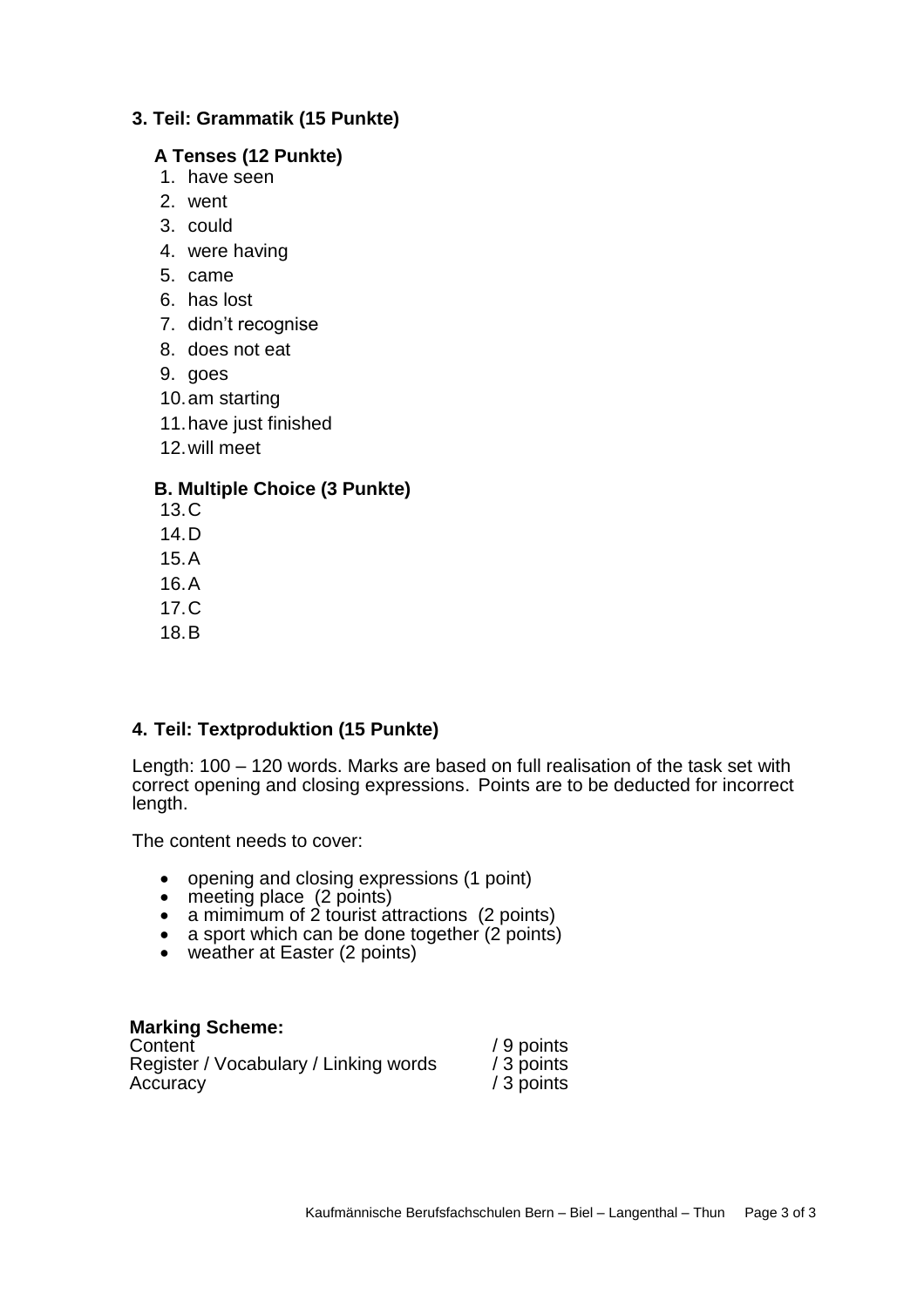## 3. Teil: Grammatik (15 Punkte)

### A Tenses (12 Punkte)

1. have seen
2. went
3. could
4. were having
5. came
6. has lost
7. didn't recognise
8. does not eat
9. goes
10. am starting
11. have just finished
12. will meet

### B. Multiple Choice (3 Punkte)

13. C
14. D
15. A
16. A
17. C
18. B

## 4. Teil: Textproduktion (15 Punkte)

Length: 100 – 120 words. Marks are based on full realisation of the task set with correct opening and closing expressions. Points are to be deducted for incorrect length.

The content needs to cover:

- opening and closing expressions (1 point)
- meeting place (2 points)
- a mimimum of 2 tourist attractions (2 points)
- a sport which can be done together (2 points)
- weather at Easter (2 points)

**Marking Scheme:**

| | |
|---|---|
| Content | / 9 points |
| Register / Vocabulary / Linking words | / 3 points |
| Accuracy | / 3 points |